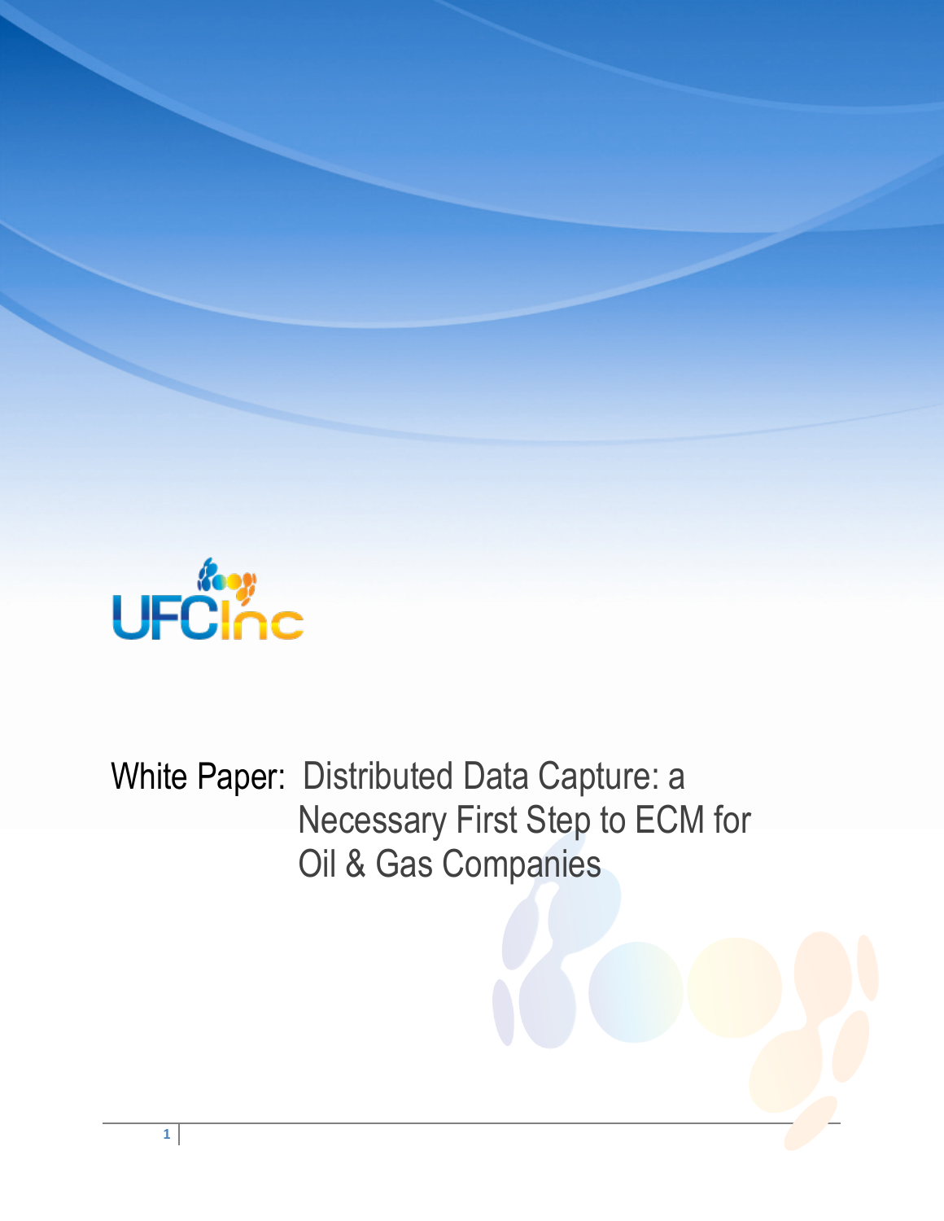UFCInc

# White Paper: Distributed Data Capture: a Necessary First Step to ECM for Oil & Gas Companies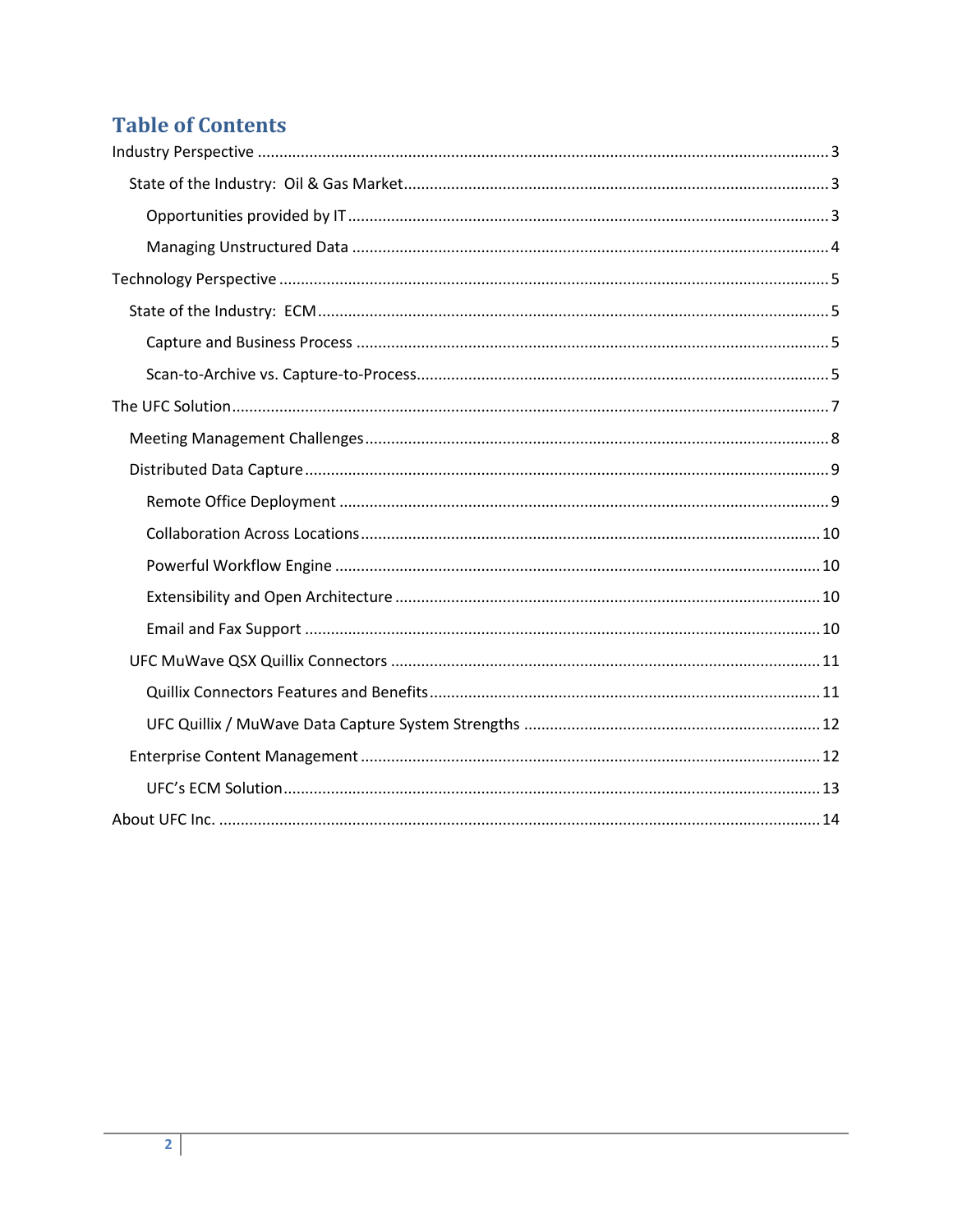# Table of Contents

- Industry Perspective ........ 3
  - State of the Industry: Oil & Gas Market ........ 3
    - Opportunities provided by IT ........ 3
    - Managing Unstructured Data ........ 4
- Technology Perspective ........ 5
  - State of the Industry: ECM ........ 5
    - Capture and Business Process ........ 5
    - Scan-to-Archive vs. Capture-to-Process ........ 5
- The UFC Solution ........ 7
  - Meeting Management Challenges ........ 8
  - Distributed Data Capture ........ 9
    - Remote Office Deployment ........ 9
    - Collaboration Across Locations ........ 10
    - Powerful Workflow Engine ........ 10
    - Extensibility and Open Architecture ........ 10
    - Email and Fax Support ........ 10
  - UFC MuWave QSX Quillix Connectors ........ 11
    - Quillix Connectors Features and Benefits ........ 11
    - UFC Quillix / MuWave Data Capture System Strengths ........ 12
  - Enterprise Content Management ........ 12
    - UFC's ECM Solution ........ 13
- About UFC Inc. ........ 14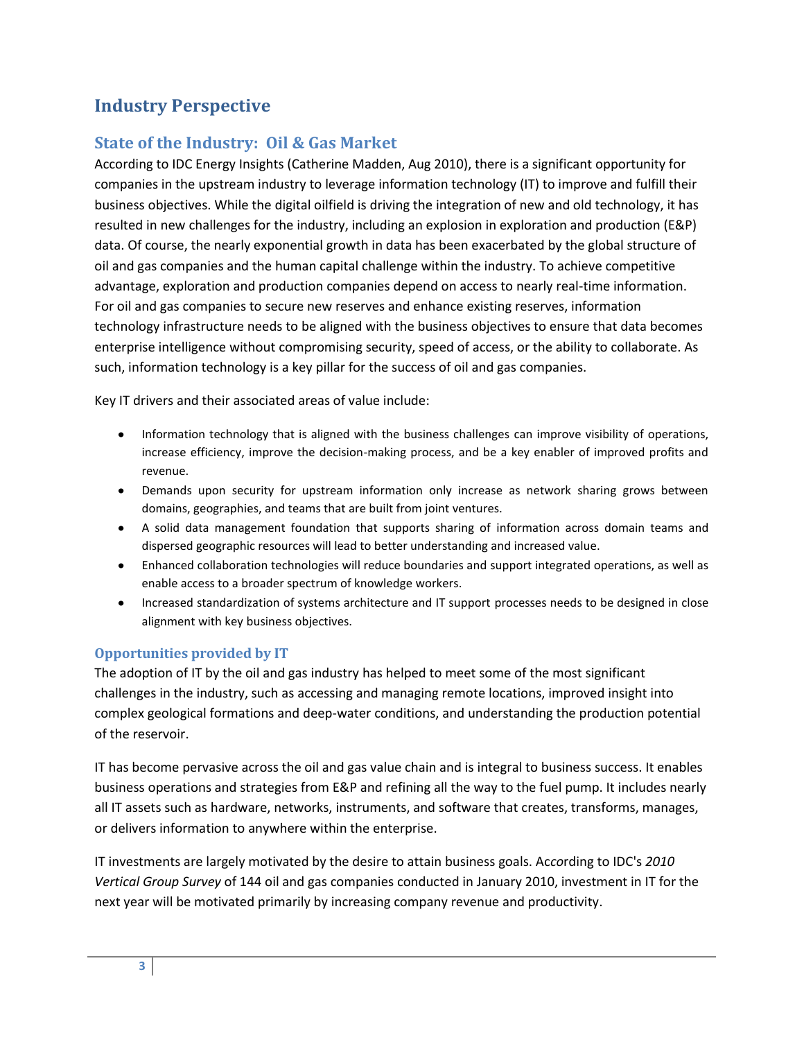# Industry Perspective

## State of the Industry: Oil & Gas Market

According to IDC Energy Insights (Catherine Madden, Aug 2010), there is a significant opportunity for companies in the upstream industry to leverage information technology (IT) to improve and fulfill their business objectives. While the digital oilfield is driving the integration of new and old technology, it has resulted in new challenges for the industry, including an explosion in exploration and production (E&P) data. Of course, the nearly exponential growth in data has been exacerbated by the global structure of oil and gas companies and the human capital challenge within the industry. To achieve competitive advantage, exploration and production companies depend on access to nearly real-time information. For oil and gas companies to secure new reserves and enhance existing reserves, information technology infrastructure needs to be aligned with the business objectives to ensure that data becomes enterprise intelligence without compromising security, speed of access, or the ability to collaborate. As such, information technology is a key pillar for the success of oil and gas companies.

Key IT drivers and their associated areas of value include:

- Information technology that is aligned with the business challenges can improve visibility of operations, increase efficiency, improve the decision-making process, and be a key enabler of improved profits and revenue.
- Demands upon security for upstream information only increase as network sharing grows between domains, geographies, and teams that are built from joint ventures.
- A solid data management foundation that supports sharing of information across domain teams and dispersed geographic resources will lead to better understanding and increased value.
- Enhanced collaboration technologies will reduce boundaries and support integrated operations, as well as enable access to a broader spectrum of knowledge workers.
- Increased standardization of systems architecture and IT support processes needs to be designed in close alignment with key business objectives.

### Opportunities provided by IT

The adoption of IT by the oil and gas industry has helped to meet some of the most significant challenges in the industry, such as accessing and managing remote locations, improved insight into complex geological formations and deep-water conditions, and understanding the production potential of the reservoir.

IT has become pervasive across the oil and gas value chain and is integral to business success. It enables business operations and strategies from E&P and refining all the way to the fuel pump. It includes nearly all IT assets such as hardware, networks, instruments, and software that creates, transforms, manages, or delivers information to anywhere within the enterprise.

IT investments are largely motivated by the desire to attain business goals. According to IDC's *2010 Vertical Group Survey* of 144 oil and gas companies conducted in January 2010, investment in IT for the next year will be motivated primarily by increasing company revenue and productivity.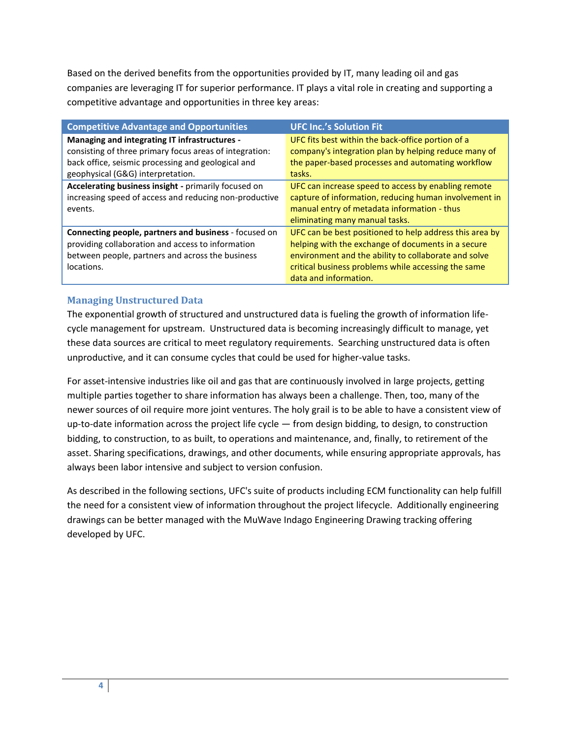Based on the derived benefits from the opportunities provided by IT, many leading oil and gas companies are leveraging IT for superior performance. IT plays a vital role in creating and supporting a competitive advantage and opportunities in three key areas:

| Competitive Advantage and Opportunities | UFC Inc.'s Solution Fit |
|---|---|
| **Managing and integrating IT infrastructures -** consisting of three primary focus areas of integration: back office, seismic processing and geological and geophysical (G&G) interpretation. | UFC fits best within the back-office portion of a company's integration plan by helping reduce many of the paper-based processes and automating workflow tasks. |
| **Accelerating business insight -** primarily focused on increasing speed of access and reducing non-productive events. | UFC can increase speed to access by enabling remote capture of information, reducing human involvement in manual entry of metadata information - thus eliminating many manual tasks. |
| **Connecting people, partners and business** - focused on providing collaboration and access to information between people, partners and across the business locations. | UFC can be best positioned to help address this area by helping with the exchange of documents in a secure environment and the ability to collaborate and solve critical business problems while accessing the same data and information. |

### Managing Unstructured Data

The exponential growth of structured and unstructured data is fueling the growth of information life-cycle management for upstream. Unstructured data is becoming increasingly difficult to manage, yet these data sources are critical to meet regulatory requirements. Searching unstructured data is often unproductive, and it can consume cycles that could be used for higher-value tasks.

For asset-intensive industries like oil and gas that are continuously involved in large projects, getting multiple parties together to share information has always been a challenge. Then, too, many of the newer sources of oil require more joint ventures. The holy grail is to be able to have a consistent view of up-to-date information across the project life cycle — from design bidding, to design, to construction bidding, to construction, to as built, to operations and maintenance, and, finally, to retirement of the asset. Sharing specifications, drawings, and other documents, while ensuring appropriate approvals, has always been labor intensive and subject to version confusion.

As described in the following sections, UFC's suite of products including ECM functionality can help fulfill the need for a consistent view of information throughout the project lifecycle. Additionally engineering drawings can be better managed with the MuWave Indago Engineering Drawing tracking offering developed by UFC.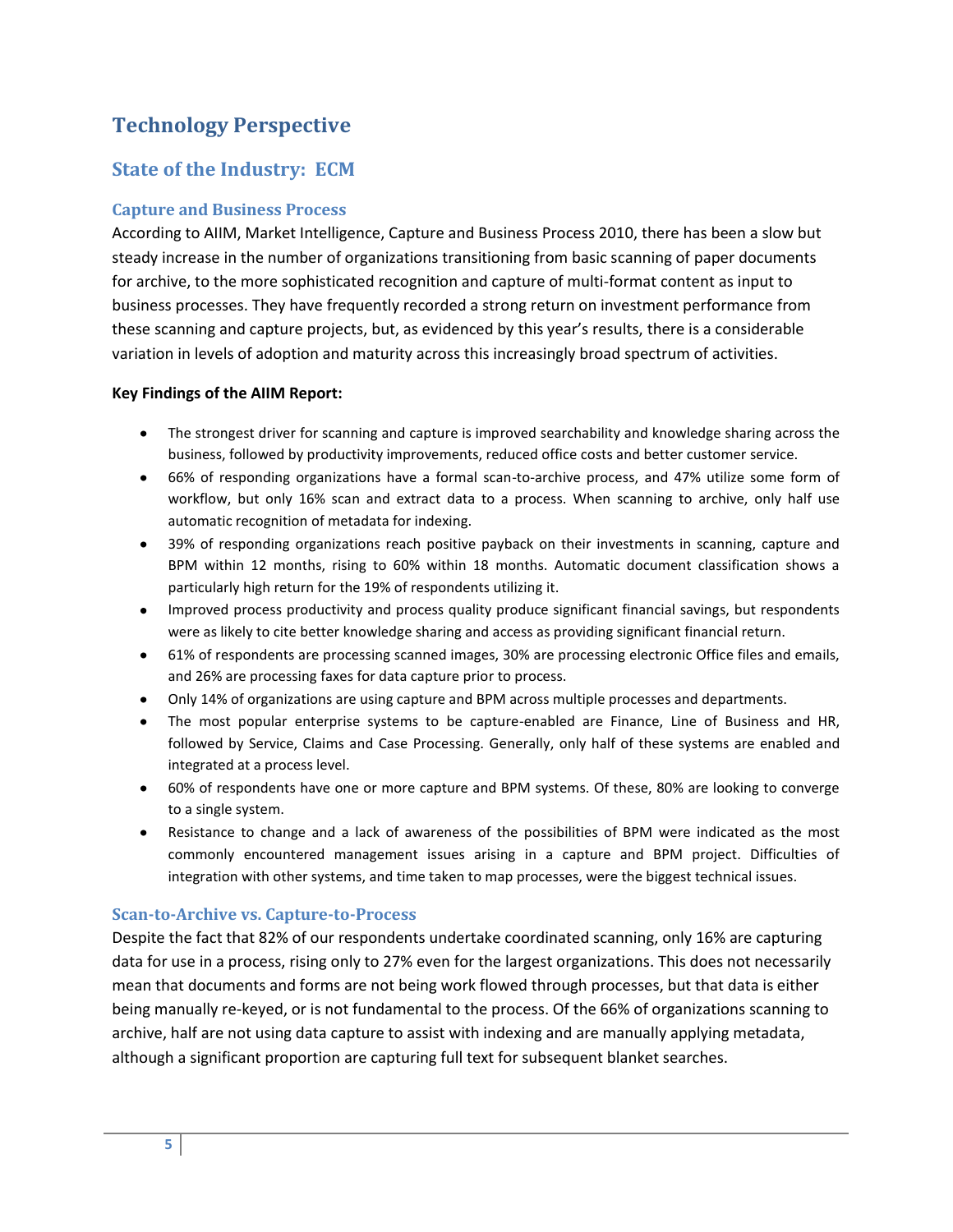# Technology Perspective

## State of the Industry: ECM

### Capture and Business Process

According to AIIM, Market Intelligence, Capture and Business Process 2010, there has been a slow but steady increase in the number of organizations transitioning from basic scanning of paper documents for archive, to the more sophisticated recognition and capture of multi-format content as input to business processes. They have frequently recorded a strong return on investment performance from these scanning and capture projects, but, as evidenced by this year's results, there is a considerable variation in levels of adoption and maturity across this increasingly broad spectrum of activities.

**Key Findings of the AIIM Report:**

- The strongest driver for scanning and capture is improved searchability and knowledge sharing across the business, followed by productivity improvements, reduced office costs and better customer service.
- 66% of responding organizations have a formal scan-to-archive process, and 47% utilize some form of workflow, but only 16% scan and extract data to a process. When scanning to archive, only half use automatic recognition of metadata for indexing.
- 39% of responding organizations reach positive payback on their investments in scanning, capture and BPM within 12 months, rising to 60% within 18 months. Automatic document classification shows a particularly high return for the 19% of respondents utilizing it.
- Improved process productivity and process quality produce significant financial savings, but respondents were as likely to cite better knowledge sharing and access as providing significant financial return.
- 61% of respondents are processing scanned images, 30% are processing electronic Office files and emails, and 26% are processing faxes for data capture prior to process.
- Only 14% of organizations are using capture and BPM across multiple processes and departments.
- The most popular enterprise systems to be capture-enabled are Finance, Line of Business and HR, followed by Service, Claims and Case Processing. Generally, only half of these systems are enabled and integrated at a process level.
- 60% of respondents have one or more capture and BPM systems. Of these, 80% are looking to converge to a single system.
- Resistance to change and a lack of awareness of the possibilities of BPM were indicated as the most commonly encountered management issues arising in a capture and BPM project. Difficulties of integration with other systems, and time taken to map processes, were the biggest technical issues.

### Scan-to-Archive vs. Capture-to-Process

Despite the fact that 82% of our respondents undertake coordinated scanning, only 16% are capturing data for use in a process, rising only to 27% even for the largest organizations. This does not necessarily mean that documents and forms are not being work flowed through processes, but that data is either being manually re-keyed, or is not fundamental to the process. Of the 66% of organizations scanning to archive, half are not using data capture to assist with indexing and are manually applying metadata, although a significant proportion are capturing full text for subsequent blanket searches.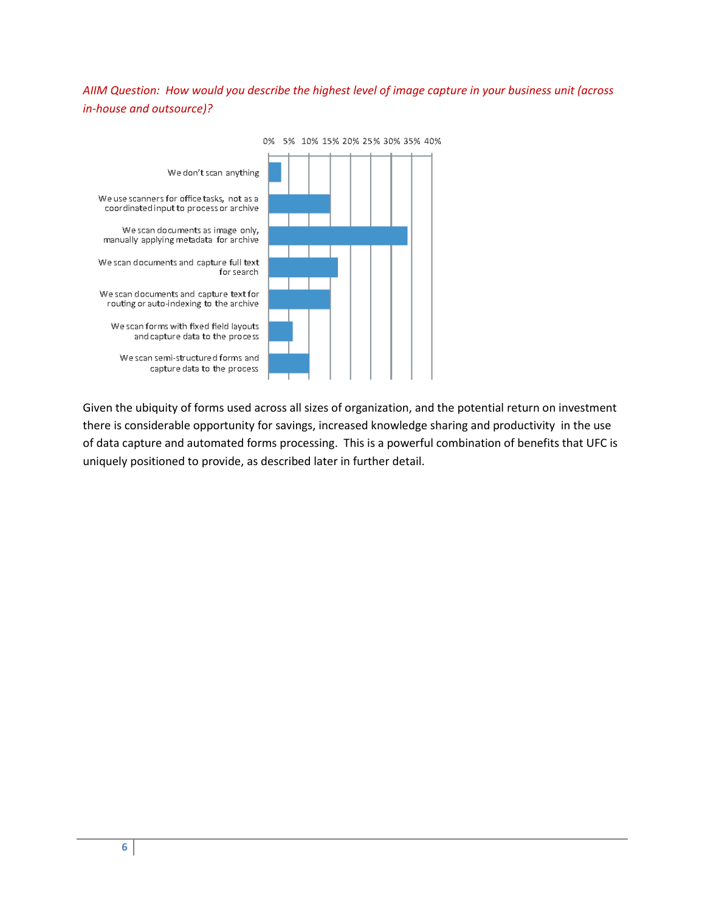*AIIM Question: How would you describe the highest level of image capture in your business unit (across in-house and outsource)?*

0% 5% 10% 15% 20% 25% 30% 35% 40%

We don't scan anything

We use scanners for office tasks, not as a coordinated input to process or archive

We scan documents as image only, manually applying metadata for archive

We scan documents and capture full text for search

We scan documents and capture text for routing or auto-indexing to the archive

We scan forms with fixed field layouts and capture data to the process

We scan semi-structured forms and capture data to the process

Given the ubiquity of forms used across all sizes of organization, and the potential return on investment there is considerable opportunity for savings, increased knowledge sharing and productivity in the use of data capture and automated forms processing. This is a powerful combination of benefits that UFC is uniquely positioned to provide, as described later in further detail.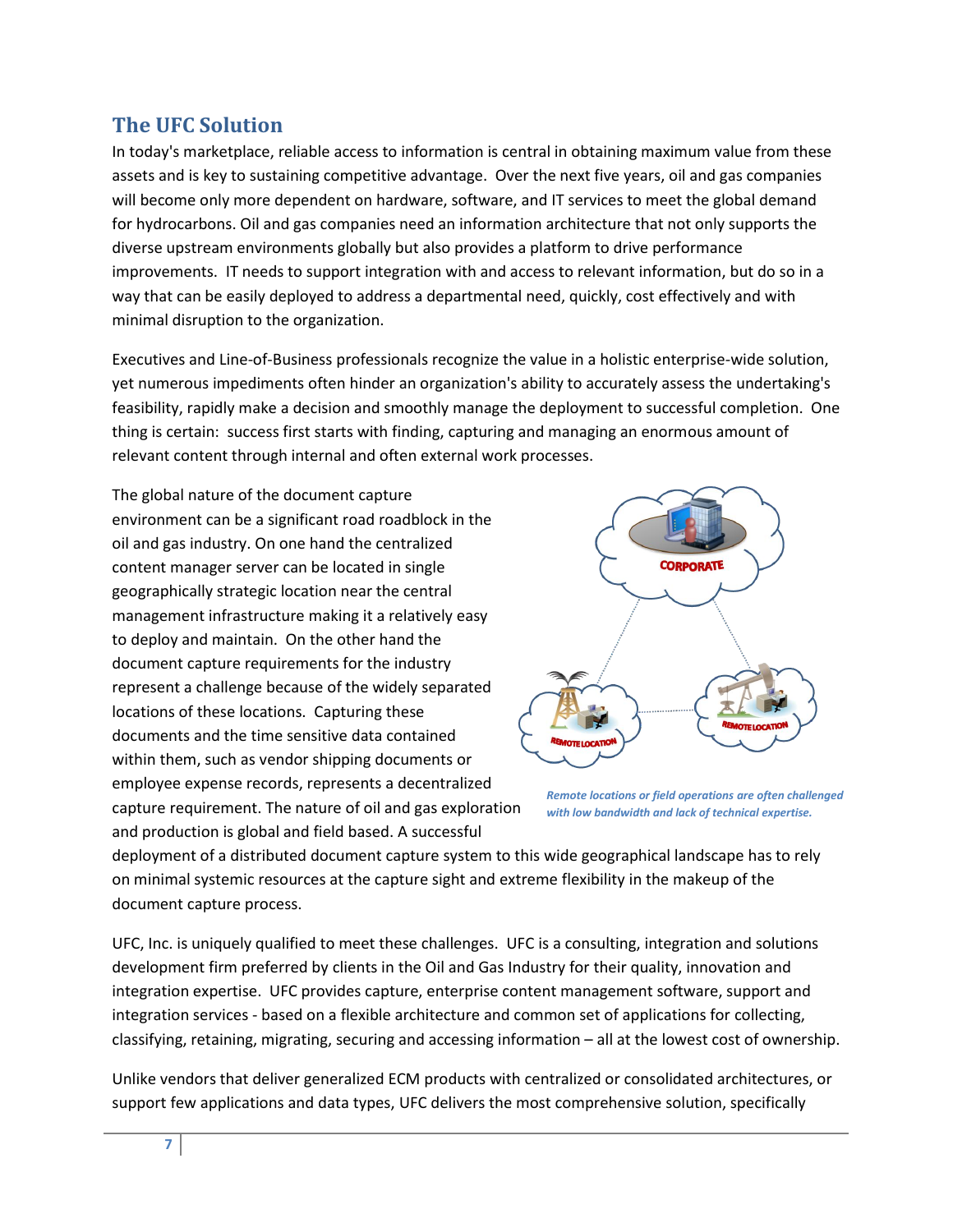## The UFC Solution

In today's marketplace, reliable access to information is central in obtaining maximum value from these assets and is key to sustaining competitive advantage. Over the next five years, oil and gas companies will become only more dependent on hardware, software, and IT services to meet the global demand for hydrocarbons. Oil and gas companies need an information architecture that not only supports the diverse upstream environments globally but also provides a platform to drive performance improvements. IT needs to support integration with and access to relevant information, but do so in a way that can be easily deployed to address a departmental need, quickly, cost effectively and with minimal disruption to the organization.

Executives and Line-of-Business professionals recognize the value in a holistic enterprise-wide solution, yet numerous impediments often hinder an organization's ability to accurately assess the undertaking's feasibility, rapidly make a decision and smoothly manage the deployment to successful completion. One thing is certain: success first starts with finding, capturing and managing an enormous amount of relevant content through internal and often external work processes.

The global nature of the document capture environment can be a significant road roadblock in the oil and gas industry. On one hand the centralized content manager server can be located in single geographically strategic location near the central management infrastructure making it a relatively easy to deploy and maintain. On the other hand the document capture requirements for the industry represent a challenge because of the widely separated locations of these locations. Capturing these documents and the time sensitive data contained within them, such as vendor shipping documents or employee expense records, represents a decentralized capture requirement. The nature of oil and gas exploration and production is global and field based. A successful deployment of a distributed document capture system to this wide geographical landscape has to rely on minimal systemic resources at the capture sight and extreme flexibility in the makeup of the document capture process.

*Remote locations or field operations are often challenged with low bandwidth and lack of technical expertise.*

UFC, Inc. is uniquely qualified to meet these challenges. UFC is a consulting, integration and solutions development firm preferred by clients in the Oil and Gas Industry for their quality, innovation and integration expertise. UFC provides capture, enterprise content management software, support and integration services - based on a flexible architecture and common set of applications for collecting, classifying, retaining, migrating, securing and accessing information – all at the lowest cost of ownership.

Unlike vendors that deliver generalized ECM products with centralized or consolidated architectures, or support few applications and data types, UFC delivers the most comprehensive solution, specifically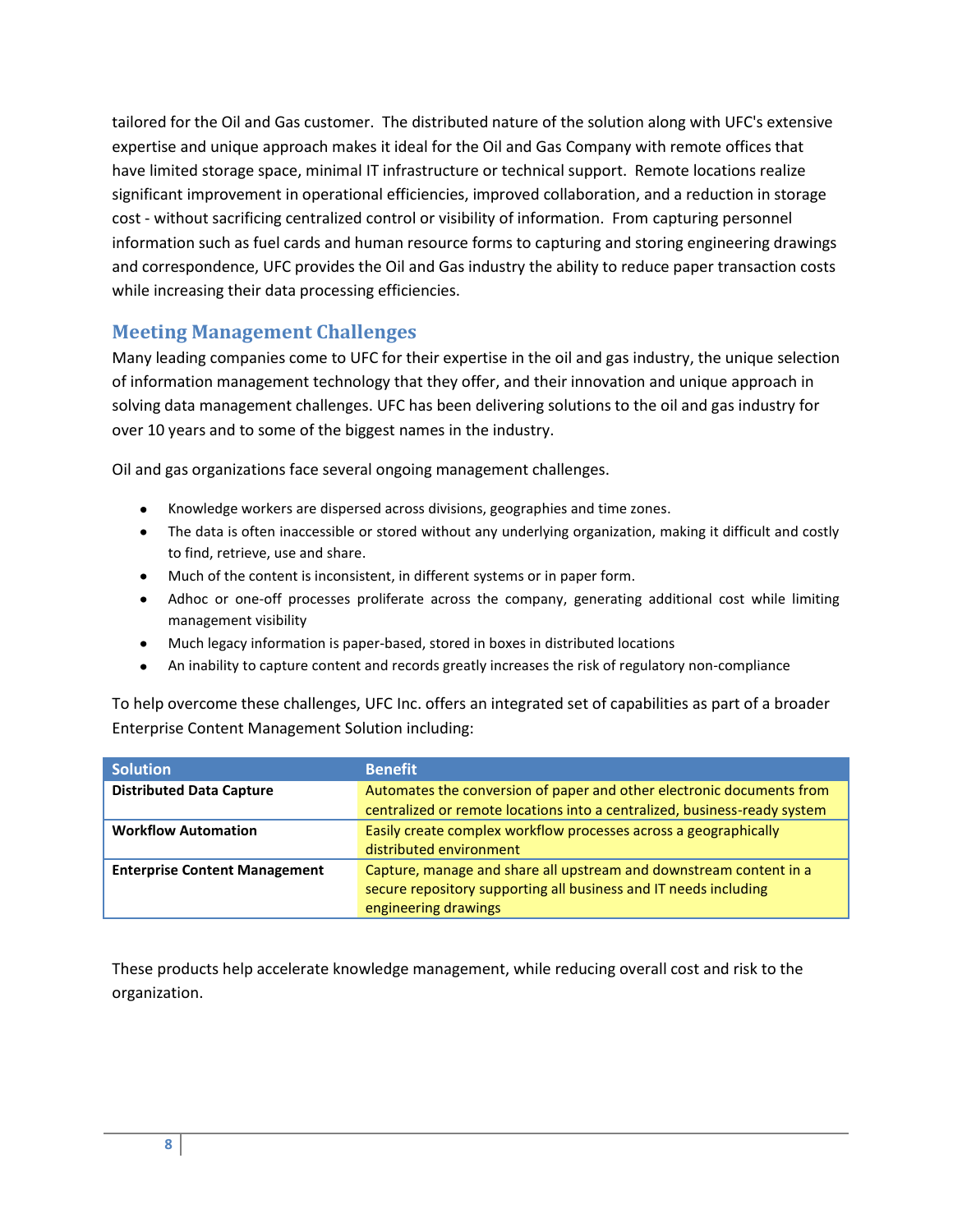tailored for the Oil and Gas customer. The distributed nature of the solution along with UFC's extensive expertise and unique approach makes it ideal for the Oil and Gas Company with remote offices that have limited storage space, minimal IT infrastructure or technical support. Remote locations realize significant improvement in operational efficiencies, improved collaboration, and a reduction in storage cost - without sacrificing centralized control or visibility of information. From capturing personnel information such as fuel cards and human resource forms to capturing and storing engineering drawings and correspondence, UFC provides the Oil and Gas industry the ability to reduce paper transaction costs while increasing their data processing efficiencies.

## Meeting Management Challenges

Many leading companies come to UFC for their expertise in the oil and gas industry, the unique selection of information management technology that they offer, and their innovation and unique approach in solving data management challenges. UFC has been delivering solutions to the oil and gas industry for over 10 years and to some of the biggest names in the industry.

Oil and gas organizations face several ongoing management challenges.

- Knowledge workers are dispersed across divisions, geographies and time zones.
- The data is often inaccessible or stored without any underlying organization, making it difficult and costly to find, retrieve, use and share.
- Much of the content is inconsistent, in different systems or in paper form.
- Adhoc or one-off processes proliferate across the company, generating additional cost while limiting management visibility
- Much legacy information is paper-based, stored in boxes in distributed locations
- An inability to capture content and records greatly increases the risk of regulatory non-compliance

To help overcome these challenges, UFC Inc. offers an integrated set of capabilities as part of a broader Enterprise Content Management Solution including:

| Solution | Benefit |
|---|---|
| **Distributed Data Capture** | Automates the conversion of paper and other electronic documents from centralized or remote locations into a centralized, business-ready system |
| **Workflow Automation** | Easily create complex workflow processes across a geographically distributed environment |
| **Enterprise Content Management** | Capture, manage and share all upstream and downstream content in a secure repository supporting all business and IT needs including engineering drawings |

These products help accelerate knowledge management, while reducing overall cost and risk to the organization.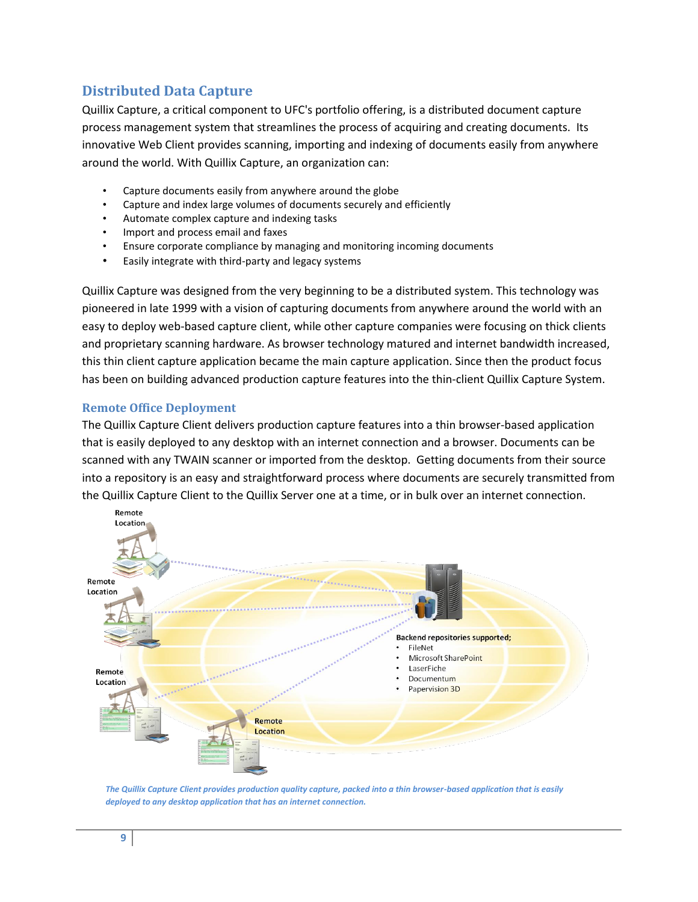## Distributed Data Capture

Quillix Capture, a critical component to UFC's portfolio offering, is a distributed document capture process management system that streamlines the process of acquiring and creating documents. Its innovative Web Client provides scanning, importing and indexing of documents easily from anywhere around the world. With Quillix Capture, an organization can:

- Capture documents easily from anywhere around the globe
- Capture and index large volumes of documents securely and efficiently
- Automate complex capture and indexing tasks
- Import and process email and faxes
- Ensure corporate compliance by managing and monitoring incoming documents
- Easily integrate with third-party and legacy systems

Quillix Capture was designed from the very beginning to be a distributed system. This technology was pioneered in late 1999 with a vision of capturing documents from anywhere around the world with an easy to deploy web-based capture client, while other capture companies were focusing on thick clients and proprietary scanning hardware. As browser technology matured and internet bandwidth increased, this thin client capture application became the main capture application. Since then the product focus has been on building advanced production capture features into the thin-client Quillix Capture System.

### Remote Office Deployment

The Quillix Capture Client delivers production capture features into a thin browser-based application that is easily deployed to any desktop with an internet connection and a browser. Documents can be scanned with any TWAIN scanner or imported from the desktop. Getting documents from their source into a repository is an easy and straightforward process where documents are securely transmitted from the Quillix Capture Client to the Quillix Server one at a time, or in bulk over an internet connection.

Remote Location

Remote Location

Remote Location

Remote Location

**Backend repositories supported;**

- FileNet
- Microsoft SharePoint
- LaserFiche
- Documentum
- Papervision 3D

*The Quillix Capture Client provides production quality capture, packed into a thin browser-based application that is easily deployed to any desktop application that has an internet connection.*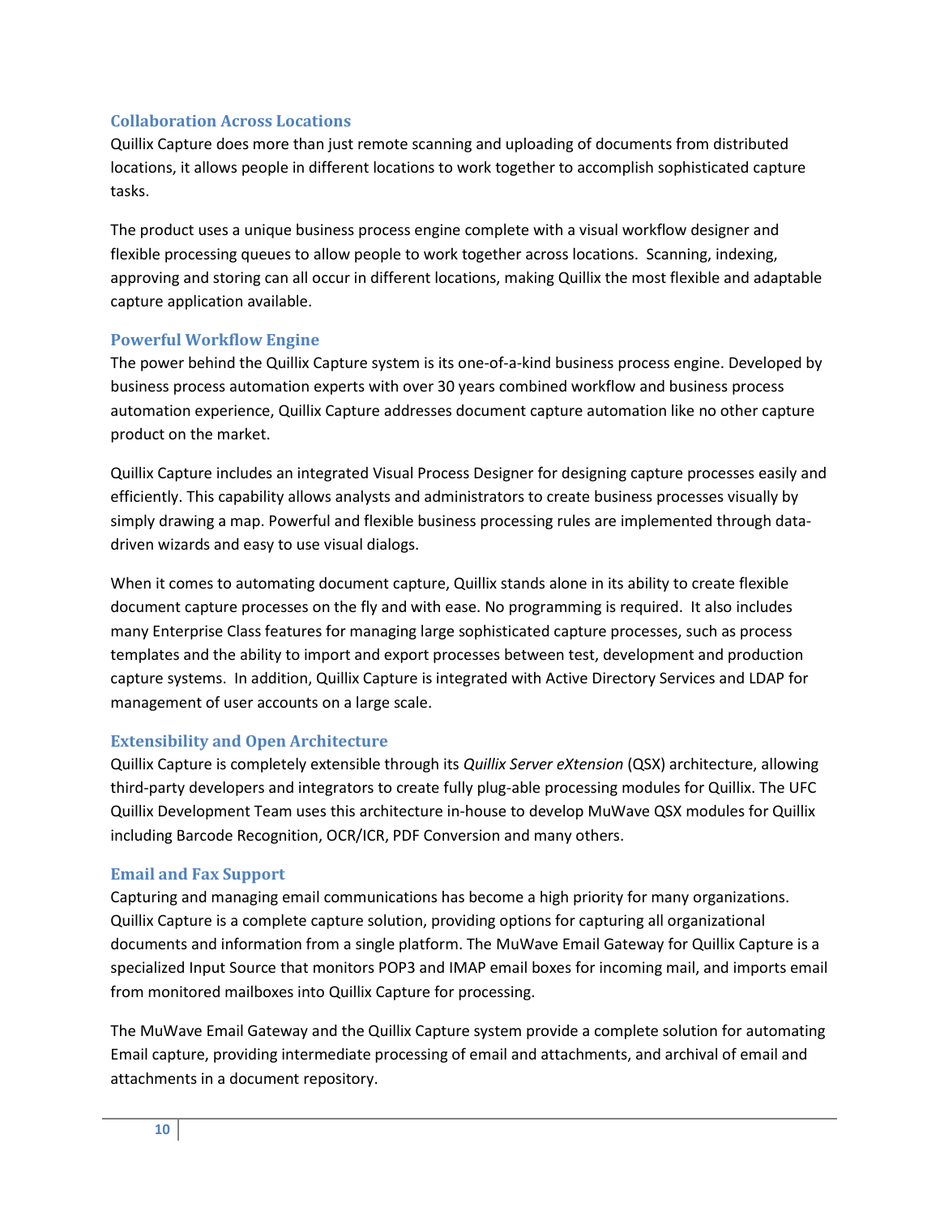### Collaboration Across Locations

Quillix Capture does more than just remote scanning and uploading of documents from distributed locations, it allows people in different locations to work together to accomplish sophisticated capture tasks.

The product uses a unique business process engine complete with a visual workflow designer and flexible processing queues to allow people to work together across locations. Scanning, indexing, approving and storing can all occur in different locations, making Quillix the most flexible and adaptable capture application available.

### Powerful Workflow Engine

The power behind the Quillix Capture system is its one-of-a-kind business process engine. Developed by business process automation experts with over 30 years combined workflow and business process automation experience, Quillix Capture addresses document capture automation like no other capture product on the market.

Quillix Capture includes an integrated Visual Process Designer for designing capture processes easily and efficiently. This capability allows analysts and administrators to create business processes visually by simply drawing a map. Powerful and flexible business processing rules are implemented through data-driven wizards and easy to use visual dialogs.

When it comes to automating document capture, Quillix stands alone in its ability to create flexible document capture processes on the fly and with ease. No programming is required. It also includes many Enterprise Class features for managing large sophisticated capture processes, such as process templates and the ability to import and export processes between test, development and production capture systems. In addition, Quillix Capture is integrated with Active Directory Services and LDAP for management of user accounts on a large scale.

### Extensibility and Open Architecture

Quillix Capture is completely extensible through its *Quillix Server eXtension* (QSX) architecture, allowing third-party developers and integrators to create fully plug-able processing modules for Quillix. The UFC Quillix Development Team uses this architecture in-house to develop MuWave QSX modules for Quillix including Barcode Recognition, OCR/ICR, PDF Conversion and many others.

### Email and Fax Support

Capturing and managing email communications has become a high priority for many organizations. Quillix Capture is a complete capture solution, providing options for capturing all organizational documents and information from a single platform. The MuWave Email Gateway for Quillix Capture is a specialized Input Source that monitors POP3 and IMAP email boxes for incoming mail, and imports email from monitored mailboxes into Quillix Capture for processing.

The MuWave Email Gateway and the Quillix Capture system provide a complete solution for automating Email capture, providing intermediate processing of email and attachments, and archival of email and attachments in a document repository.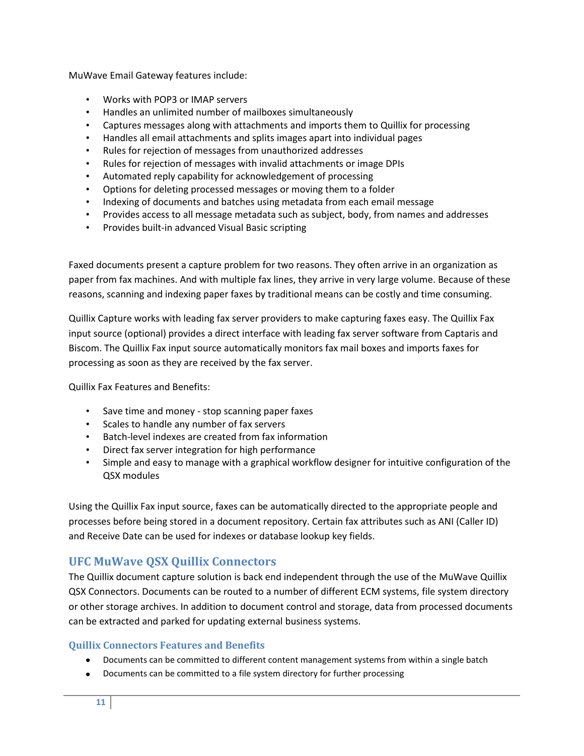MuWave Email Gateway features include:

- Works with POP3 or IMAP servers
- Handles an unlimited number of mailboxes simultaneously
- Captures messages along with attachments and imports them to Quillix for processing
- Handles all email attachments and splits images apart into individual pages
- Rules for rejection of messages from unauthorized addresses
- Rules for rejection of messages with invalid attachments or image DPIs
- Automated reply capability for acknowledgement of processing
- Options for deleting processed messages or moving them to a folder
- Indexing of documents and batches using metadata from each email message
- Provides access to all message metadata such as subject, body, from names and addresses
- Provides built-in advanced Visual Basic scripting

Faxed documents present a capture problem for two reasons. They often arrive in an organization as paper from fax machines. And with multiple fax lines, they arrive in very large volume. Because of these reasons, scanning and indexing paper faxes by traditional means can be costly and time consuming.

Quillix Capture works with leading fax server providers to make capturing faxes easy. The Quillix Fax input source (optional) provides a direct interface with leading fax server software from Captaris and Biscom. The Quillix Fax input source automatically monitors fax mail boxes and imports faxes for processing as soon as they are received by the fax server.

Quillix Fax Features and Benefits:

- Save time and money - stop scanning paper faxes
- Scales to handle any number of fax servers
- Batch-level indexes are created from fax information
- Direct fax server integration for high performance
- Simple and easy to manage with a graphical workflow designer for intuitive configuration of the QSX modules

Using the Quillix Fax input source, faxes can be automatically directed to the appropriate people and processes before being stored in a document repository. Certain fax attributes such as ANI (Caller ID) and Receive Date can be used for indexes or database lookup key fields.

## UFC MuWave QSX Quillix Connectors

The Quillix document capture solution is back end independent through the use of the MuWave Quillix QSX Connectors. Documents can be routed to a number of different ECM systems, file system directory or other storage archives. In addition to document control and storage, data from processed documents can be extracted and parked for updating external business systems.

### Quillix Connectors Features and Benefits

- Documents can be committed to different content management systems from within a single batch
- Documents can be committed to a file system directory for further processing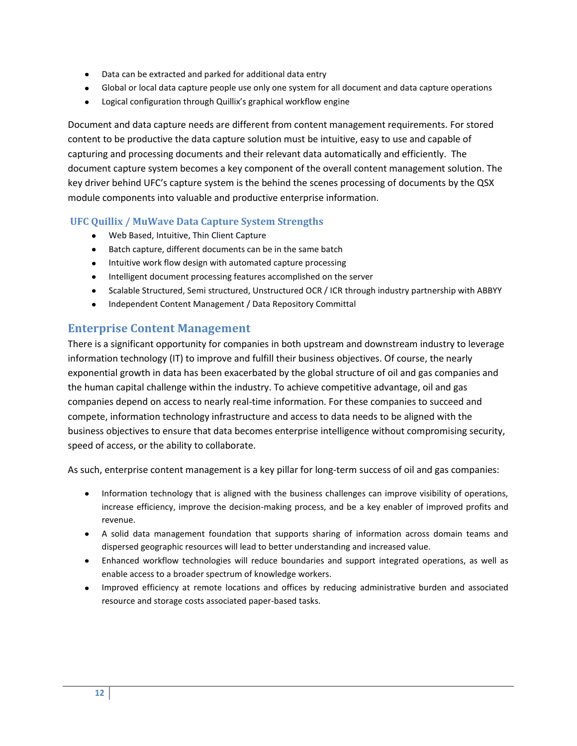- Data can be extracted and parked for additional data entry
- Global or local data capture people use only one system for all document and data capture operations
- Logical configuration through Quillix's graphical workflow engine

Document and data capture needs are different from content management requirements. For stored content to be productive the data capture solution must be intuitive, easy to use and capable of capturing and processing documents and their relevant data automatically and efficiently. The document capture system becomes a key component of the overall content management solution. The key driver behind UFC's capture system is the behind the scenes processing of documents by the QSX module components into valuable and productive enterprise information.

### UFC Quillix / MuWave Data Capture System Strengths

- Web Based, Intuitive, Thin Client Capture
- Batch capture, different documents can be in the same batch
- Intuitive work flow design with automated capture processing
- Intelligent document processing features accomplished on the server
- Scalable Structured, Semi structured, Unstructured OCR / ICR through industry partnership with ABBYY
- Independent Content Management / Data Repository Committal

## Enterprise Content Management

There is a significant opportunity for companies in both upstream and downstream industry to leverage information technology (IT) to improve and fulfill their business objectives. Of course, the nearly exponential growth in data has been exacerbated by the global structure of oil and gas companies and the human capital challenge within the industry. To achieve competitive advantage, oil and gas companies depend on access to nearly real-time information. For these companies to succeed and compete, information technology infrastructure and access to data needs to be aligned with the business objectives to ensure that data becomes enterprise intelligence without compromising security, speed of access, or the ability to collaborate.

As such, enterprise content management is a key pillar for long-term success of oil and gas companies:

- Information technology that is aligned with the business challenges can improve visibility of operations, increase efficiency, improve the decision-making process, and be a key enabler of improved profits and revenue.
- A solid data management foundation that supports sharing of information across domain teams and dispersed geographic resources will lead to better understanding and increased value.
- Enhanced workflow technologies will reduce boundaries and support integrated operations, as well as enable access to a broader spectrum of knowledge workers.
- Improved efficiency at remote locations and offices by reducing administrative burden and associated resource and storage costs associated paper-based tasks.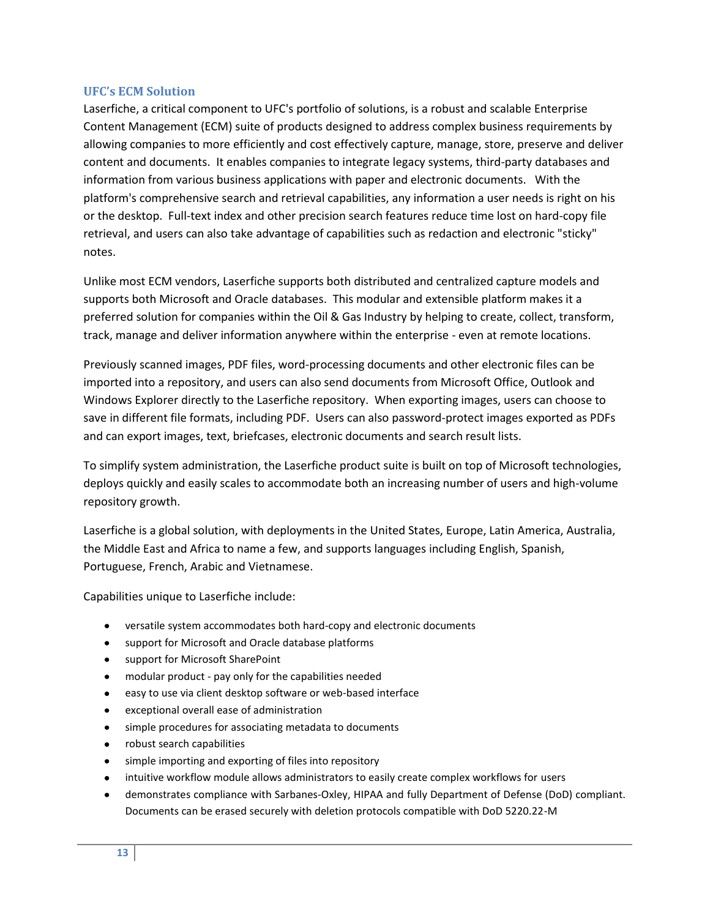## UFC's ECM Solution

Laserfiche, a critical component to UFC's portfolio of solutions, is a robust and scalable Enterprise Content Management (ECM) suite of products designed to address complex business requirements by allowing companies to more efficiently and cost effectively capture, manage, store, preserve and deliver content and documents. It enables companies to integrate legacy systems, third-party databases and information from various business applications with paper and electronic documents. With the platform's comprehensive search and retrieval capabilities, any information a user needs is right on his or the desktop. Full-text index and other precision search features reduce time lost on hard-copy file retrieval, and users can also take advantage of capabilities such as redaction and electronic "sticky" notes.

Unlike most ECM vendors, Laserfiche supports both distributed and centralized capture models and supports both Microsoft and Oracle databases. This modular and extensible platform makes it a preferred solution for companies within the Oil & Gas Industry by helping to create, collect, transform, track, manage and deliver information anywhere within the enterprise - even at remote locations.

Previously scanned images, PDF files, word-processing documents and other electronic files can be imported into a repository, and users can also send documents from Microsoft Office, Outlook and Windows Explorer directly to the Laserfiche repository. When exporting images, users can choose to save in different file formats, including PDF. Users can also password-protect images exported as PDFs and can export images, text, briefcases, electronic documents and search result lists.

To simplify system administration, the Laserfiche product suite is built on top of Microsoft technologies, deploys quickly and easily scales to accommodate both an increasing number of users and high-volume repository growth.

Laserfiche is a global solution, with deployments in the United States, Europe, Latin America, Australia, the Middle East and Africa to name a few, and supports languages including English, Spanish, Portuguese, French, Arabic and Vietnamese.

Capabilities unique to Laserfiche include:

- versatile system accommodates both hard-copy and electronic documents
- support for Microsoft and Oracle database platforms
- support for Microsoft SharePoint
- modular product - pay only for the capabilities needed
- easy to use via client desktop software or web-based interface
- exceptional overall ease of administration
- simple procedures for associating metadata to documents
- robust search capabilities
- simple importing and exporting of files into repository
- intuitive workflow module allows administrators to easily create complex workflows for users
- demonstrates compliance with Sarbanes-Oxley, HIPAA and fully Department of Defense (DoD) compliant. Documents can be erased securely with deletion protocols compatible with DoD 5220.22-M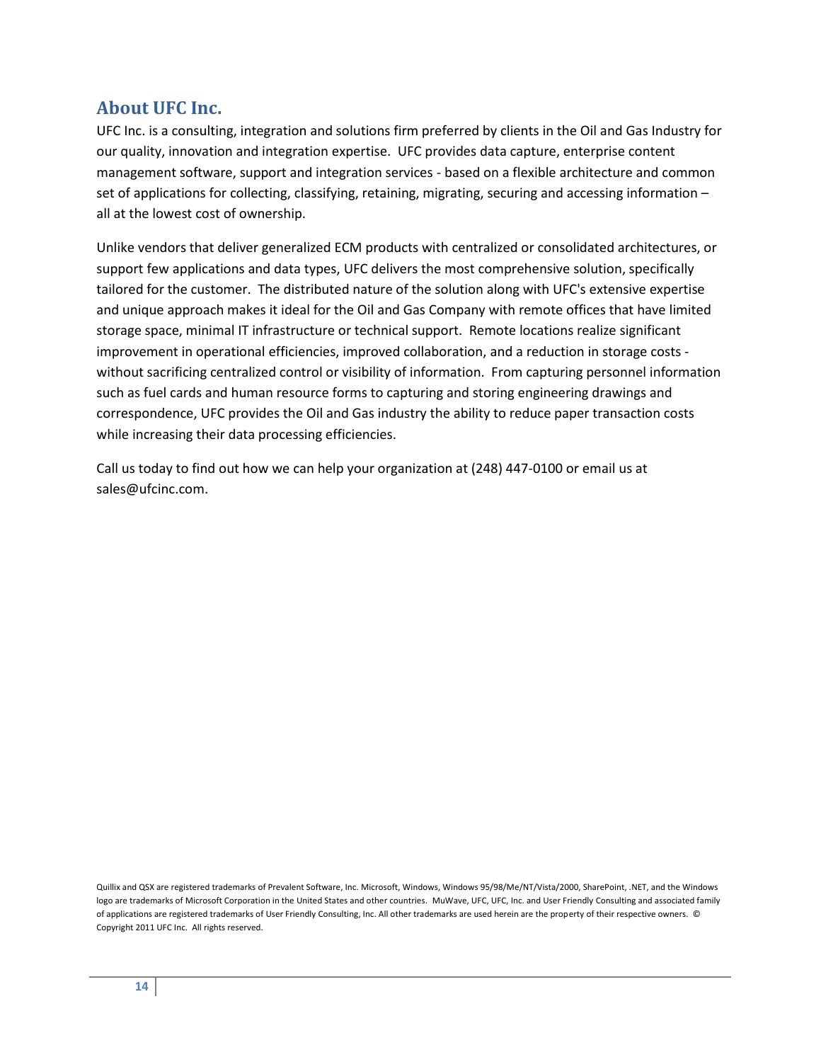## About UFC Inc.

UFC Inc. is a consulting, integration and solutions firm preferred by clients in the Oil and Gas Industry for our quality, innovation and integration expertise. UFC provides data capture, enterprise content management software, support and integration services - based on a flexible architecture and common set of applications for collecting, classifying, retaining, migrating, securing and accessing information – all at the lowest cost of ownership.

Unlike vendors that deliver generalized ECM products with centralized or consolidated architectures, or support few applications and data types, UFC delivers the most comprehensive solution, specifically tailored for the customer. The distributed nature of the solution along with UFC's extensive expertise and unique approach makes it ideal for the Oil and Gas Company with remote offices that have limited storage space, minimal IT infrastructure or technical support. Remote locations realize significant improvement in operational efficiencies, improved collaboration, and a reduction in storage costs - without sacrificing centralized control or visibility of information. From capturing personnel information such as fuel cards and human resource forms to capturing and storing engineering drawings and correspondence, UFC provides the Oil and Gas industry the ability to reduce paper transaction costs while increasing their data processing efficiencies.

Call us today to find out how we can help your organization at (248) 447-0100 or email us at sales@ufcinc.com.

Quillix and QSX are registered trademarks of Prevalent Software, Inc. Microsoft, Windows, Windows 95/98/Me/NT/Vista/2000, SharePoint, .NET, and the Windows logo are trademarks of Microsoft Corporation in the United States and other countries. MuWave, UFC, UFC, Inc. and User Friendly Consulting and associated family of applications are registered trademarks of User Friendly Consulting, Inc. All other trademarks are used herein are the property of their respective owners. © Copyright 2011 UFC Inc. All rights reserved.